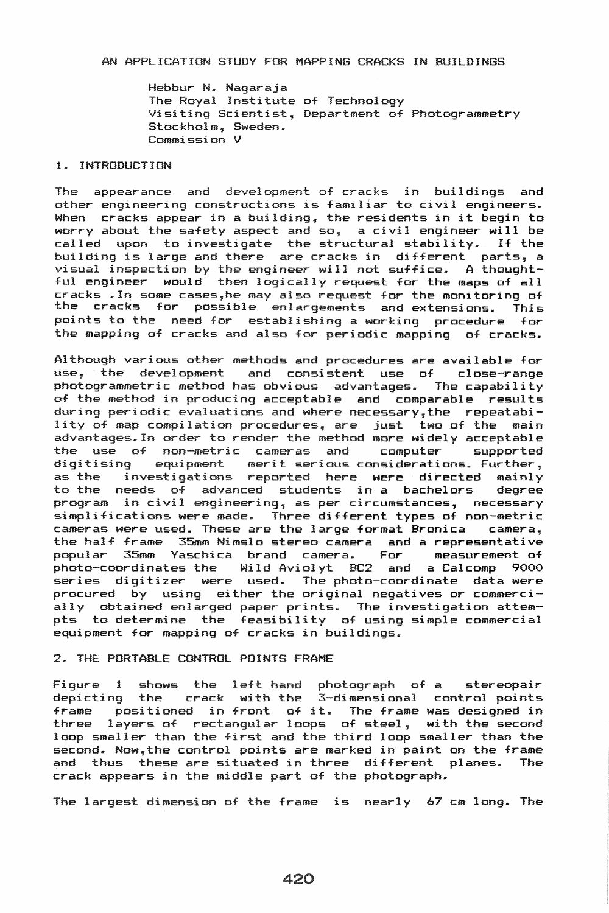# AN APPLICATION STUDY FOR MAPPING CRACKS IN BUILDINGS

Hebbur N. Nagaraja
The Royal Institute of Technology
Visiting Scientist, Department of Photogrammetry
Stockholm, Sweden.
Commission V

## 1. INTRODUCTION

The appearance and development of cracks in buildings and other engineering constructions is familiar to civil engineers. When cracks appear in a building, the residents in it begin to worry about the safety aspect and so, a civil engineer will be called upon to investigate the structural stability. If the building is large and there are cracks in different parts, a visual inspection by the engineer will not suffice. A thoughtful engineer would then logically request for the maps of all cracks .In some cases,he may also request for the monitoring of the cracks for possible enlargements and extensions. This points to the need for establishing a working procedure for the mapping of cracks and also for periodic mapping of cracks.

Although various other methods and procedures are available for use, the development and consistent use of close-range photogrammetric method has obvious advantages. The capability of the method in producing acceptable and comparable results during periodic evaluations and where necessary,the repeatability of map compilation procedures, are just two of the main advantages.In order to render the method more widely acceptable the use of non-metric cameras and computer supported digitising equipment merit serious considerations. Further, as the investigations reported here were directed mainly to the needs of advanced students in a bachelors degree program in civil engineering, as per circumstances, necessary simplifications were made. Three different types of non-metric cameras were used. These are the large format Bronica camera, the half frame 35mm Nimslo stereo camera and a representative popular 35mm Yaschica brand camera. For measurement of photo-coordinates the Wild Aviolyt BC2 and a Calcomp 9000 series digitizer were used. The photo-coordinate data were procured by using either the original negatives or commercially obtained enlarged paper prints. The investigation attempts to determine the feasibility of using simple commercial equipment for mapping of cracks in buildings.

## 2. THE PORTABLE CONTROL POINTS FRAME

Figure 1 shows the left hand photograph of a stereopair depicting the crack with the 3-dimensional control points frame positioned in front of it. The frame was designed in three layers of rectangular loops of steel, with the second loop smaller than the first and the third loop smaller than the second. Now,the control points are marked in paint on the frame and thus these are situated in three different planes. The crack appears in the middle part of the photograph.

The largest dimension of the frame is nearly 67 cm long. The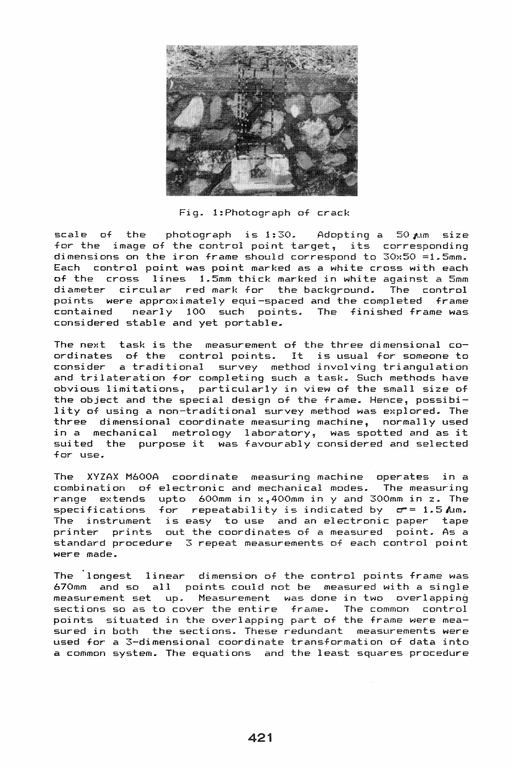Fig. 1:Photograph of crack

scale of the photograph is 1:30. Adopting a 50 µm size for the image of the control point target, its corresponding dimensions on the iron frame should correspond to 30x50 =1.5mm. Each control point was point marked as a white cross with each of the cross lines 1.5mm thick marked in white against a 5mm diameter circular red mark for the background. The control points were approximately equi-spaced and the completed frame contained nearly 100 such points. The finished frame was considered stable and yet portable.

The next task is the measurement of the three dimensional co-ordinates of the control points. It is usual for someone to consider a traditional survey method involving triangulation and trilateration for completing such a task. Such methods have obvious limitations, particularly in view of the small size of the object and the special design of the frame. Hence, possibility of using a non-traditional survey method was explored. The three dimensional coordinate measuring machine, normally used in a mechanical metrology laboratory, was spotted and as it suited the purpose it was favourably considered and selected for use.

The XYZAX M600A coordinate measuring machine operates in a combination of electronic and mechanical modes. The measuring range extends upto 600mm in x,400mm in y and 300mm in z. The specifications for repeatability is indicated by $\sigma = 1.5\,\mu m$. The instrument is easy to use and an electronic paper tape printer prints out the coordinates of a measured point. As a standard procedure 3 repeat measurements of each control point were made.

The longest linear dimension of the control points frame was 670mm and so all points could not be measured with a single measurement set up. Measurement was done in two overlapping sections so as to cover the entire frame. The common control points situated in the overlapping part of the frame were measured in both the sections. These redundant measurements were used for a 3-dimensional coordinate transformation of data into a common system. The equations and the least squares procedure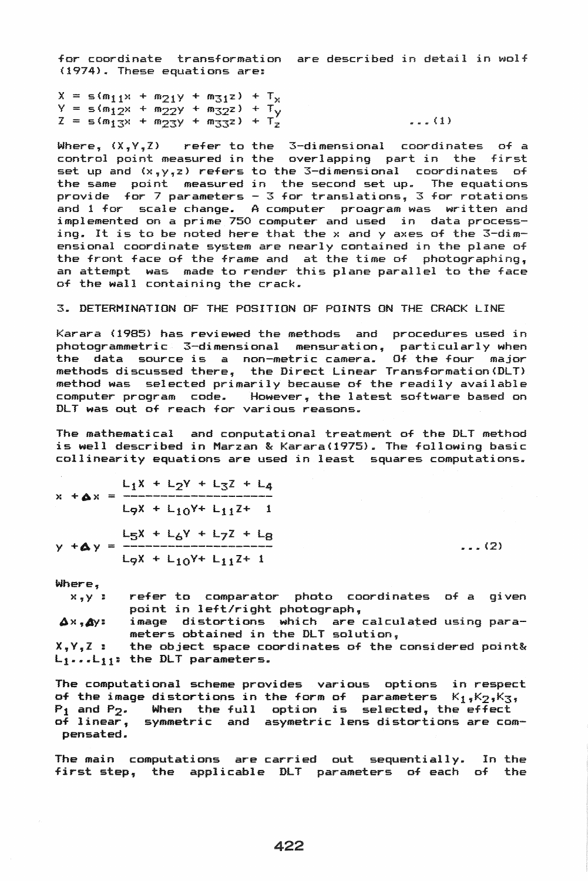for coordinate transformation are described in detail in wolf (1974). These equations are:

$$
\begin{aligned}
X &= s(m_{11}x + m_{21}y + m_{31}z) + T_x \\
Y &= s(m_{12}x + m_{22}y + m_{32}z) + T_y \\
Z &= s(m_{13}x + m_{23}y + m_{33}z) + T_z
\end{aligned}
\qquad \ldots(1)
$$

Where, (X,Y,Z) refer to the 3-dimensional coordinates of a control point measured in the overlapping part in the first set up and (x,y,z) refers to the 3-dimensional coordinates of the same point measured in the second set up. The equations provide for 7 parameters - 3 for translations, 3 for rotations and 1 for scale change. A computer proagram was written and implemented on a prime 750 computer and used in data processing. It is to be noted here that the x and y axes of the 3-dimensional coordinate system are nearly contained in the plane of the front face of the frame and at the time of photographing, an attempt was made to render this plane parallel to the face of the wall containing the crack.

## 3. DETERMINATION OF THE POSITION OF POINTS ON THE CRACK LINE

Karara (1985) has reviewed the methods and procedures used in photogrammetric 3-dimensional mensuration, particularly when the data source is a non-metric camera. Of the four major methods discussed there, the Direct Linear Transformation(DLT) method was selected primarily because of the readily available computer program code. However, the latest software based on DLT was out of reach for various reasons.

The mathematical and conputational treatment of the DLT method is well described in Marzan & Karara(1975). The following basic collinearity equations are used in least squares computations.

$$
x + \Delta x = \frac{L_1X + L_2Y + L_3Z + L_4}{L_9X + L_{10}Y + L_{11}Z + 1}
$$

$$
y + \Delta y = \frac{L_5X + L_6Y + L_7Z + L_8}{L_9X + L_{10}Y + L_{11}Z + 1} \qquad \ldots(2)
$$

Where,

- $x,y$ : refer to comparator photo coordinates of a given point in left/right photograph,
- $\Delta x, \Delta y$: image distortions which are calculated using parameters obtained in the DLT solution,
- $X,Y,Z$ : the object space coordinates of the considered point&
- $L_1 \ldots L_{11}$: the DLT parameters.

The computational scheme provides various options in respect of the image distortions in the form of parameters $K_1, K_2, K_3$, $P_1$ and $P_2$. When the full option is selected, the effect of linear, symmetric and asymetric lens distortions are compensated.

The main computations are carried out sequentially. In the first step, the applicable DLT parameters of each of the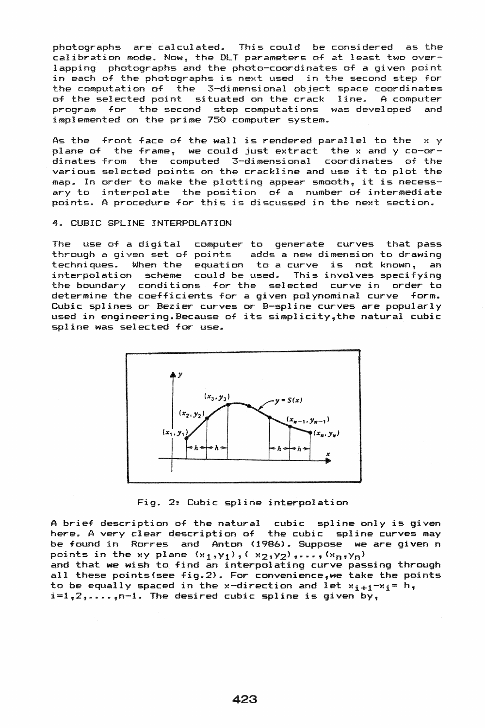photographs are calculated. This could be considered as the calibration mode. Now, the DLT parameters of at least two overlapping photographs and the photo-coordinates of a given point in each of the photographs is next used in the second step for the computation of the 3-dimensional object space coordinates of the selected point situated on the crack line. A computer program for the second step computations was developed and implemented on the prime 750 computer system.

As the front face of the wall is rendered parallel to the x y plane of the frame, we could just extract the x and y co-ordinates from the computed 3-dimensional coordinates of the various selected points on the crackline and use it to plot the map. In order to make the plotting appear smooth, it is necessary to interpolate the position of a number of intermediate points. A procedure for this is discussed in the next section.

## 4. CUBIC SPLINE INTERPOLATION

The use of a digital computer to generate curves that pass through a given set of points adds a new dimension to drawing techniques. When the equation to a curve is not known, an interpolation scheme could be used. This involves specifying the boundary conditions for the selected curve in order to determine the coefficients for a given polynominal curve form. Cubic splines or Bezier curves or B-spline curves are popularly used in engineering.Because of its simplicity,the natural cubic spline was selected for use.

Fig. 2: Cubic spline interpolation

A brief description of the natural cubic spline only is given here. A very clear description of the cubic spline curves may be found in Rorres and Anton (1986). Suppose we are given n points in the xy plane $(x_1,y_1),(x_2,y_2),\ldots,(x_n,y_n)$ and that we wish to find an interpolating curve passing through all these points(see fig.2). For convenience,we take the points to be equally spaced in the x-direction and let $x_{i+1}-x_i= h$, $i=1,2,\ldots,n-1$. The desired cubic spline is given by,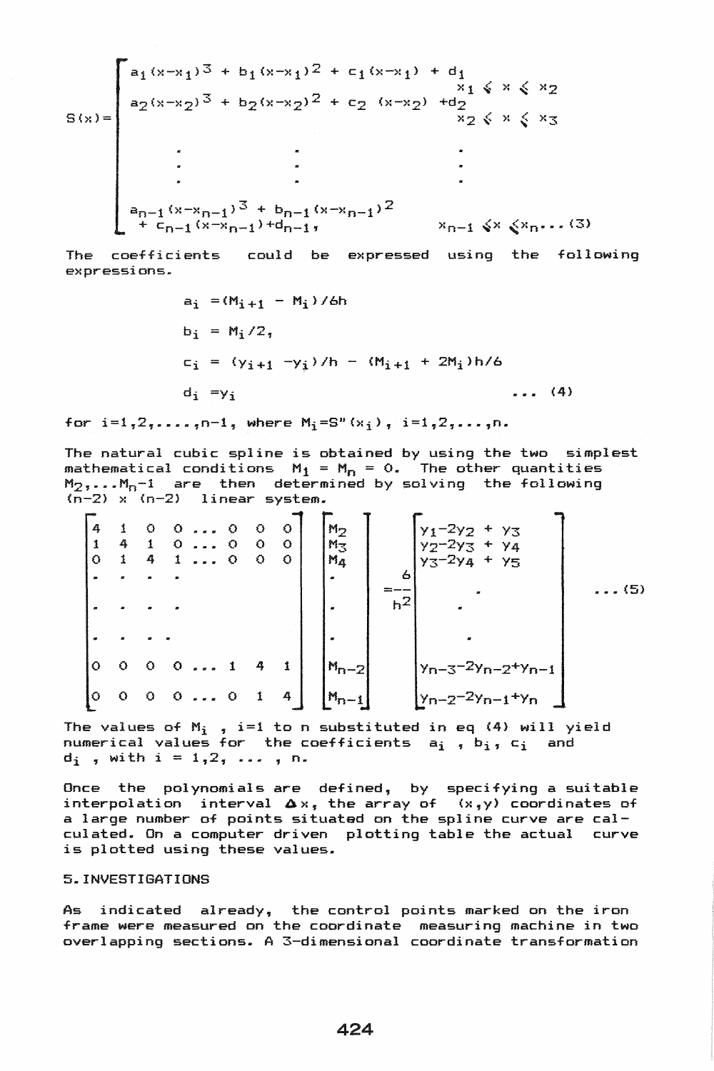$$S(x) = \begin{cases} a_1(x-x_1)^3 + b_1(x-x_1)^2 + c_1(x-x_1) + d_1 & x_1 \leqslant x \leqslant x_2 \\ a_2(x-x_2)^3 + b_2(x-x_2)^2 + c_2\ (x-x_2) + d_2 & x_2 \leqslant x \leqslant x_3 \\ \vdots \qquad\qquad \vdots & \vdots \\ a_{n-1}(x-x_{n-1})^3 + b_{n-1}(x-x_{n-1})^2 + c_{n-1}(x-x_{n-1}) + d_{n-1}, & x_{n-1} \leqslant x \leqslant x_n \end{cases} \quad \ldots (3)$$

The coefficients could be expressed using the following expressions.

$$a_i = (M_{i+1} - M_i)/6h$$

$$b_i = M_i/2,$$

$$c_i = (y_{i+1} - y_i)/h - (M_{i+1} + 2M_i)h/6$$

$$d_i = y_i \qquad \ldots (4)$$

for $i=1,2,\ldots,n-1$, where $M_i = S''(x_i)$, $i=1,2,\ldots,n$.

The natural cubic spline is obtained by using the two simplest mathematical conditions $M_1 = M_n = 0$. The other quantities $M_2, \ldots M_{n-1}$ are then determined by solving the following $(n-2) \times (n-2)$ linear system.

$$\begin{bmatrix} 4 & 1 & 0 & 0 & \ldots & 0 & 0 & 0 \\ 1 & 4 & 1 & 0 & \ldots & 0 & 0 & 0 \\ 0 & 1 & 4 & 1 & \ldots & 0 & 0 & 0 \\ \cdot & \cdot & \cdot & \cdot & & & & \\ \cdot & \cdot & \cdot & \cdot & & & & \\ \cdot & \cdot & \cdot & \cdot & & & & \\ 0 & 0 & 0 & 0 & \ldots & 1 & 4 & 1 \\ 0 & 0 & 0 & 0 & \ldots & 0 & 1 & 4 \end{bmatrix} \begin{bmatrix} M_2 \\ M_3 \\ M_4 \\ \cdot \\ \cdot \\ \cdot \\ M_{n-2} \\ M_{n-1} \end{bmatrix} = \frac{6}{h^2} \begin{bmatrix} y_1 - 2y_2 + y_3 \\ y_2 - 2y_3 + y_4 \\ y_3 - 2y_4 + y_5 \\ \cdot \\ \cdot \\ \cdot \\ y_{n-3} - 2y_{n-2} + y_{n-1} \\ y_{n-2} - 2y_{n-1} + y_n \end{bmatrix} \quad \ldots (5)$$

The values of $M_i$, $i=1$ to $n$ substituted in eq (4) will yield numerical values for the coefficients $a_i$, $b_i$, $c_i$ and $d_i$, with $i = 1,2, \ldots, n$.

Once the polynomials are defined, by specifying a suitable interpolation interval $\Delta x$, the array of $(x,y)$ coordinates of a large number of points situated on the spline curve are calculated. On a computer driven plotting table the actual curve is plotted using these values.

## 5. INVESTIGATIONS

As indicated already, the control points marked on the iron frame were measured on the coordinate measuring machine in two overlapping sections. A 3-dimensional coordinate transformation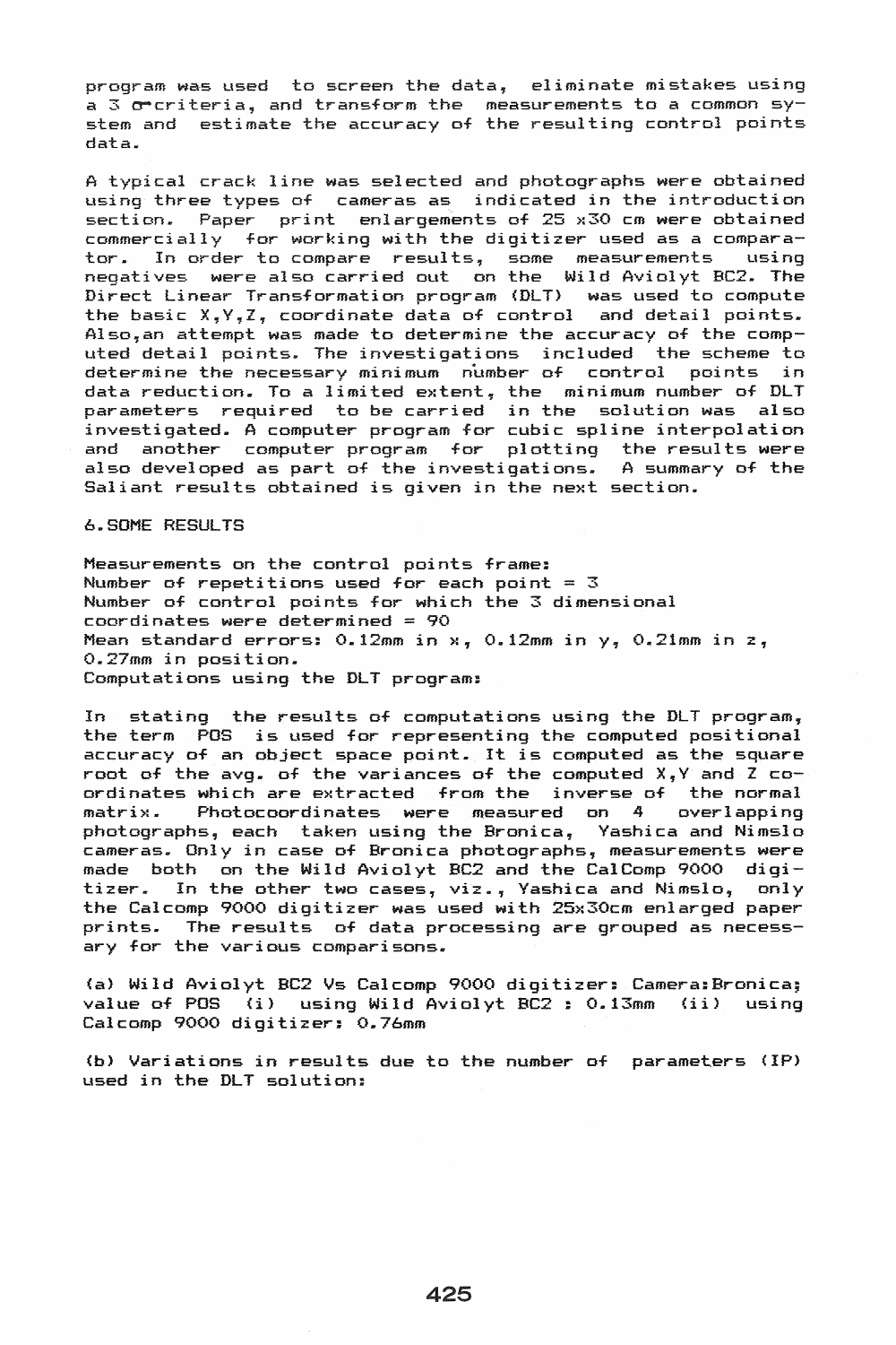program was used to screen the data, eliminate mistakes using a 3 σ-criteria, and transform the measurements to a common system and estimate the accuracy of the resulting control points data.

A typical crack line was selected and photographs were obtained using three types of cameras as indicated in the introduction section. Paper print enlargements of 25 x30 cm were obtained commercially for working with the digitizer used as a comparator. In order to compare results, some measurements using negatives were also carried out on the Wild Aviolyt BC2. The Direct Linear Transformation program (DLT) was used to compute the basic X,Y,Z, coordinate data of control and detail points. Also,an attempt was made to determine the accuracy of the computed detail points. The investigations included the scheme to determine the necessary minimum number of control points in data reduction. To a limited extent, the minimum number of DLT parameters required to be carried in the solution was also investigated. A computer program for cubic spline interpolation and another computer program for plotting the results were also developed as part of the investigations. A summary of the Saliant results obtained is given in the next section.

## 6. SOME RESULTS

Measurements on the control points frame:
Number of repetitions used for each point = 3
Number of control points for which the 3 dimensional coordinates were determined = 90
Mean standard errors: 0.12mm in x, 0.12mm in y, 0.21mm in z, 0.27mm in position.
Computations using the DLT program:

In stating the results of computations using the DLT program, the term POS is used for representing the computed positional accuracy of an object space point. It is computed as the square root of the avg. of the variances of the computed X,Y and Z coordinates which are extracted from the inverse of the normal matrix. Photocoordinates were measured on 4 overlapping photographs, each taken using the Bronica, Yashica and Nimslo cameras. Only in case of Bronica photographs, measurements were made both on the Wild Aviolyt BC2 and the CalComp 9000 digitizer. In the other two cases, viz., Yashica and Nimslo, only the Calcomp 9000 digitizer was used with 25x30cm enlarged paper prints. The results of data processing are grouped as necessary for the various comparisons.

(a) Wild Aviolyt BC2 Vs Calcomp 9000 digitizer: Camera:Bronica; value of POS (i) using Wild Aviolyt BC2 : 0.13mm (ii) using Calcomp 9000 digitizer: 0.76mm

(b) Variations in results due to the number of parameters (IP) used in the DLT solution: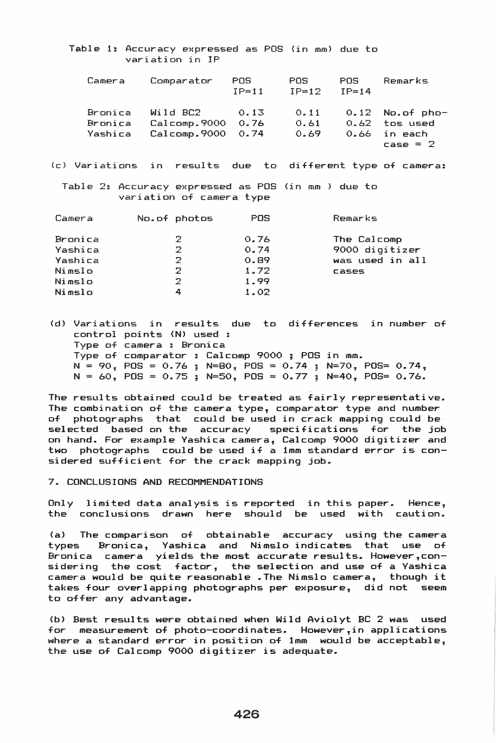Table 1: Accuracy expressed as POS (in mm) due to variation in IP

| Camera | Comparator | POS IP=11 | POS IP=12 | POS IP=14 | Remarks |
|---|---|---|---|---|---|
| Bronica | Wild BC2 | 0.13 | 0.11 | 0.12 | No.of photos used in each case = 2 |
| Bronica | Calcomp.9000 | 0.76 | 0.61 | 0.62 | |
| Yashica | Calcomp.9000 | 0.74 | 0.69 | 0.66 | |

(c) Variations in results due to different type of camera:

Table 2: Accuracy expressed as POS (in mm ) due to variation of camera type

| Camera | No.of photos | POS | Remarks |
|---|---|---|---|
| Bronica | 2 | 0.76 | The Calcomp 9000 digitizer was used in all cases |
| Yashica | 2 | 0.74 | |
| Yashica | 2 | 0.89 | |
| Nimslo | 2 | 1.72 | |
| Nimslo | 2 | 1.99 | |
| Nimslo | 4 | 1.02 | |

(d) Variations in results due to differences in number of control points (N) used :
Type of camera : Bronica
Type of comparator : Calcomp 9000 ; POS in mm.
N = 90, POS = 0.76 ; N=80, POS = 0.74 ; N=70, POS= 0.74,
N = 60, POS = 0.75 ; N=50, POS = 0.77 ; N=40, POS= 0.76.

The results obtained could be treated as fairly representative. The combination of the camera type, comparator type and number of photographs that could be used in crack mapping could be selected based on the accuracy specifications for the job on hand. For example Yashica camera, Calcomp 9000 digitizer and two photographs could be used if a 1mm standard error is considered sufficient for the crack mapping job.

## 7. CONCLUSIONS AND RECOMMENDATIONS

Only limited data analysis is reported in this paper. Hence, the conclusions drawn here should be used with caution.

(a) The comparison of obtainable accuracy using the camera types Bronica, Yashica and Nimslo indicates that use of Bronica camera yields the most accurate results. However,considering the cost factor, the selection and use of a Yashica camera would be quite reasonable .The Nimslo camera, though it takes four overlapping photographs per exposure, did not seem to offer any advantage.

(b) Best results were obtained when Wild Aviolyt BC 2 was used for measurement of photo-coordinates. However,in applications where a standard error in position of 1mm would be acceptable, the use of Calcomp 9000 digitizer is adequate.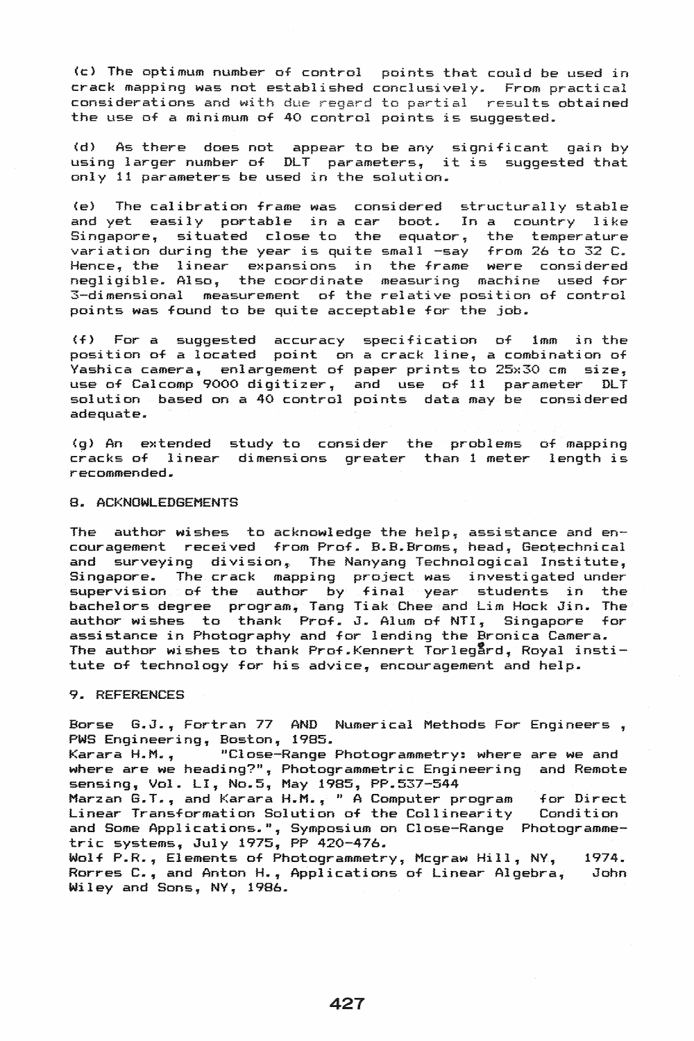(c) The optimum number of control points that could be used in crack mapping was not established conclusively. From practical considerations and with due regard to partial results obtained the use of a minimum of 40 control points is suggested.

(d) As there does not appear to be any significant gain by using larger number of DLT parameters, it is suggested that only 11 parameters be used in the solution.

(e) The calibration frame was considered structurally stable and yet easily portable in a car boot. In a country like Singapore, situated close to the equator, the temperature variation during the year is quite small -say from 26 to 32 C. Hence, the linear expansions in the frame were considered negligible. Also, the coordinate measuring machine used for 3-dimensional measurement of the relative position of control points was found to be quite acceptable for the job.

(f) For a suggested accuracy specification of 1mm in the position of a located point on a crack line, a combination of Yashica camera, enlargement of paper prints to 25x30 cm size, use of Calcomp 9000 digitizer, and use of 11 parameter DLT solution based on a 40 control points data may be considered adequate.

(g) An extended study to consider the problems of mapping cracks of linear dimensions greater than 1 meter length is recommended.

## 8. ACKNOWLEDGEMENTS

The author wishes to acknowledge the help, assistance and encouragement received from Prof. B.B.Broms, head, Geotechnical and surveying division, The Nanyang Technological Institute, Singapore. The crack mapping project was investigated under supervision of the author by final year students in the bachelors degree program, Tang Tiak Chee and Lim Hock Jin. The author wishes to thank Prof. J. Alum of NTI, Singapore for assistance in Photography and for lending the Bronica Camera. The author wishes to thank Prof.Kennert Torlegård, Royal institute of technology for his advice, encouragement and help.

## 9. REFERENCES

Borse G.J., Fortran 77 AND Numerical Methods For Engineers , PWS Engineering, Boston, 1985.

Karara H.M., "Close-Range Photogrammetry: where are we and where are we heading?", Photogrammetric Engineering and Remote sensing, Vol. LI, No.5, May 1985, PP.537-544

Marzan G.T., and Karara H.M., " A Computer program for Direct Linear Transformation Solution of the Collinearity Condition and Some Applications.", Symposium on Close-Range Photogrammetric systems, July 1975, PP 420-476.

Wolf P.R., Elements of Photogrammetry, Mcgraw Hill, NY, 1974.

Rorres C., and Anton H., Applications of Linear Algebra, John Wiley and Sons, NY, 1986.